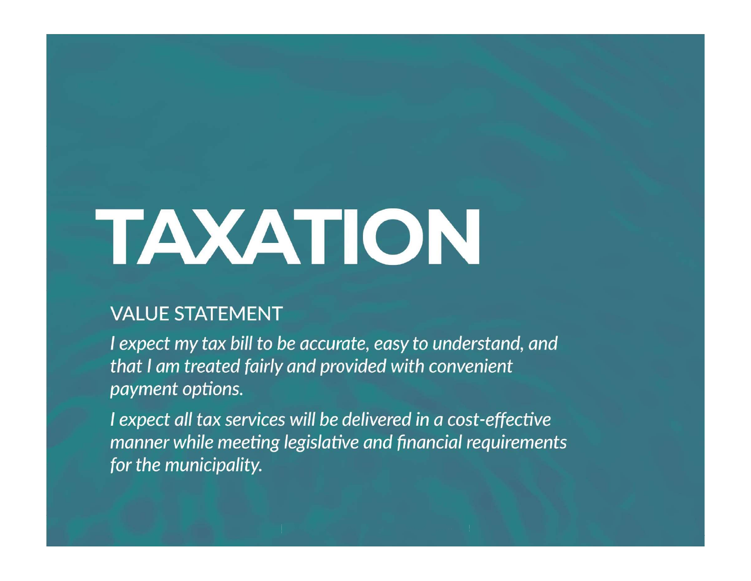# TAXATION

## VALUE STATEMENT

*I expect my tax bill to be accurate, easy to understand, and that I am treated fairly and provided with convenient payment options.*

*I expect all tax services will be delivered in a cost-effective manner while meeting legislative and financial requirements for the municipality.*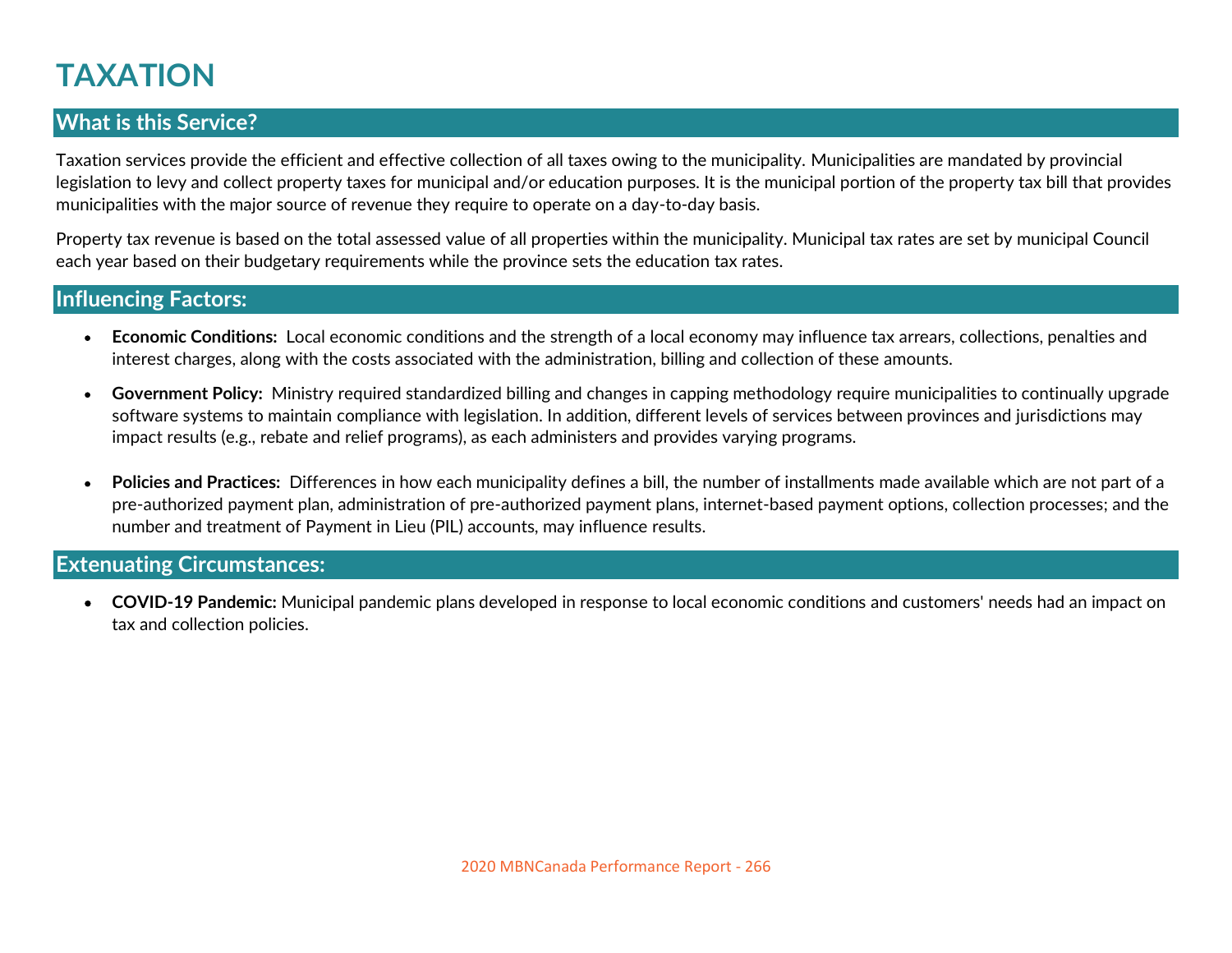# TAXATION

## What is this Service?

Taxation services provide the efficient and effective collection of all taxes owing to the municipality. Municipalities are mandated by provincial legislation to levy and collect property taxes for municipal and/or education purposes. It is the municipal portion of the property tax bill that provides municipalities with the major source of revenue they require to operate on a day-to-day basis.

Property tax revenue is based on the total assessed value of all properties within the municipality. Municipal tax rates are set by municipal Council each year based on their budgetary requirements while the province sets the education tax rates.

## Influencing Factors:

- **Economic Conditions:** Local economic conditions and the strength of a local economy may influence tax arrears, collections, penalties and interest charges, along with the costs associated with the administration, billing and collection of these amounts.
- **Government Policy:** Ministry required standardized billing and changes in capping methodology require municipalities to continually upgrade software systems to maintain compliance with legislation. In addition, different levels of services between provinces and jurisdictions may impact results (e.g., rebate and relief programs), as each administers and provides varying programs.
- **Policies and Practices:** Differences in how each municipality defines a bill, the number of installments made available which are not part of a pre-authorized payment plan, administration of pre-authorized payment plans, internet-based payment options, collection processes; and the number and treatment of Payment in Lieu (PIL) accounts, may influence results.

## Extenuating Circumstances:

- **COVID-19 Pandemic:** Municipal pandemic plans developed in response to local economic conditions and customers' needs had an impact on tax and collection policies.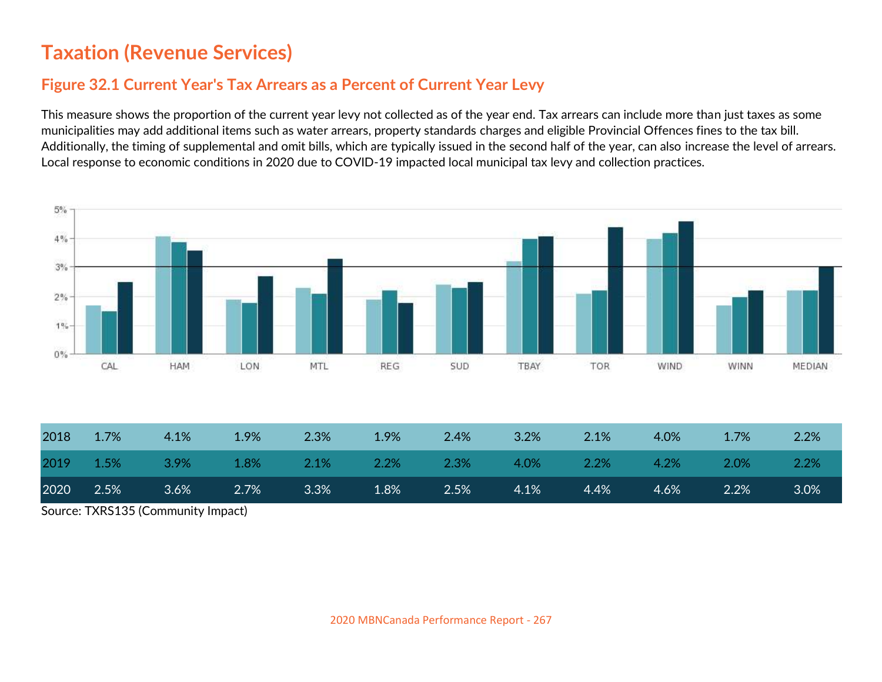# Taxation (Revenue Services)

## Figure 32.1 Current Year's Tax Arrears as a Percent of Current Year Levy

This measure shows the proportion of the current year levy not collected as of the year end. Tax arrears can include more than just taxes as some municipalities may add additional items such as water arrears, property standards charges and eligible Provincial Offences fines to the tax bill. Additionally, the timing of supplemental and omit bills, which are typically issued in the second half of the year, can also increase the level of arrears. Local response to economic conditions in 2020 due to COVID-19 impacted local municipal tax levy and collection practices.

| | CAL | HAM | LON | MTL | REG | SUD | TBAY | TOR | WIND | WINN | MEDIAN |
|---|---|---|---|---|---|---|---|---|---|---|---|
| 2018 | 1.7% | 4.1% | 1.9% | 2.3% | 1.9% | 2.4% | 3.2% | 2.1% | 4.0% | 1.7% | 2.2% |
| 2019 | 1.5% | 3.9% | 1.8% | 2.1% | 2.2% | 2.3% | 4.0% | 2.2% | 4.2% | 2.0% | 2.2% |
| 2020 | 2.5% | 3.6% | 2.7% | 3.3% | 1.8% | 2.5% | 4.1% | 4.4% | 4.6% | 2.2% | 3.0% |

Source: TXRS135 (Community Impact)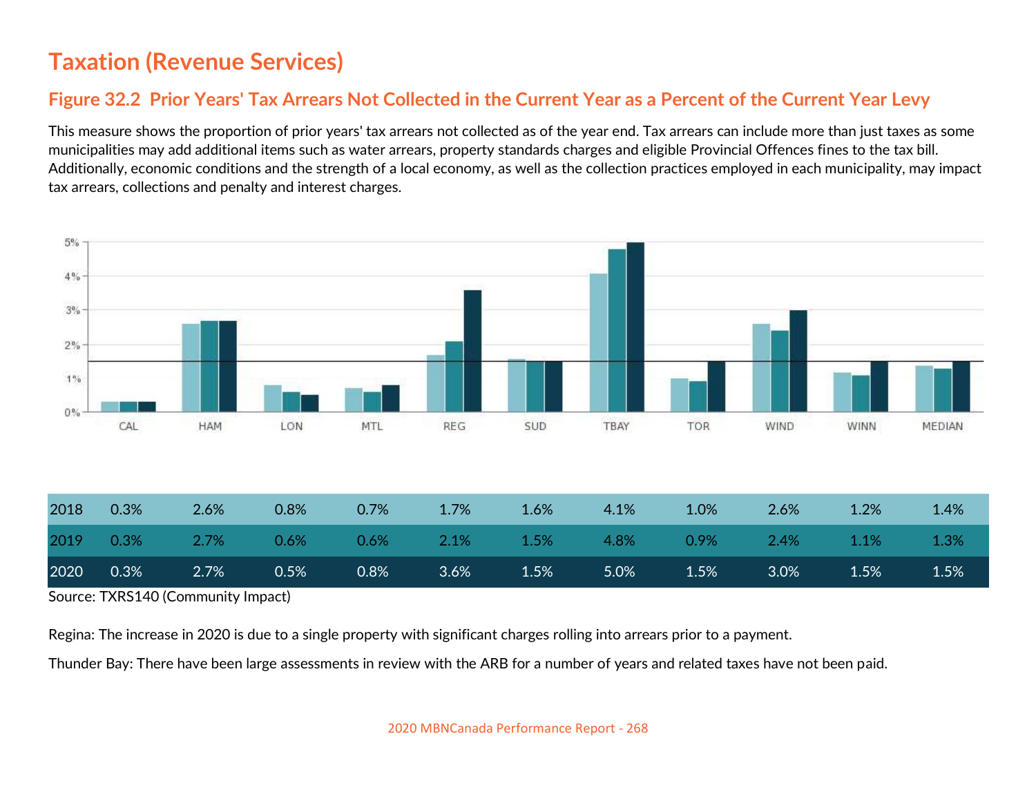# Taxation (Revenue Services)

## Figure 32.2 Prior Years' Tax Arrears Not Collected in the Current Year as a Percent of the Current Year Levy

This measure shows the proportion of prior years' tax arrears not collected as of the year end. Tax arrears can include more than just taxes as some municipalities may add additional items such as water arrears, property standards charges and eligible Provincial Offences fines to the tax bill. Additionally, economic conditions and the strength of a local economy, as well as the collection practices employed in each municipality, may impact tax arrears, collections and penalty and interest charges.

| | CAL | HAM | LON | MTL | REG | SUD | TBAY | TOR | WIND | WINN | MEDIAN |
|---|---|---|---|---|---|---|---|---|---|---|---|
| 2018 | 0.3% | 2.6% | 0.8% | 0.7% | 1.7% | 1.6% | 4.1% | 1.0% | 2.6% | 1.2% | 1.4% |
| 2019 | 0.3% | 2.7% | 0.6% | 0.6% | 2.1% | 1.5% | 4.8% | 0.9% | 2.4% | 1.1% | 1.3% |
| 2020 | 0.3% | 2.7% | 0.5% | 0.8% | 3.6% | 1.5% | 5.0% | 1.5% | 3.0% | 1.5% | 1.5% |

Source: TXRS140 (Community Impact)

Regina: The increase in 2020 is due to a single property with significant charges rolling into arrears prior to a payment.

Thunder Bay: There have been large assessments in review with the ARB for a number of years and related taxes have not been paid.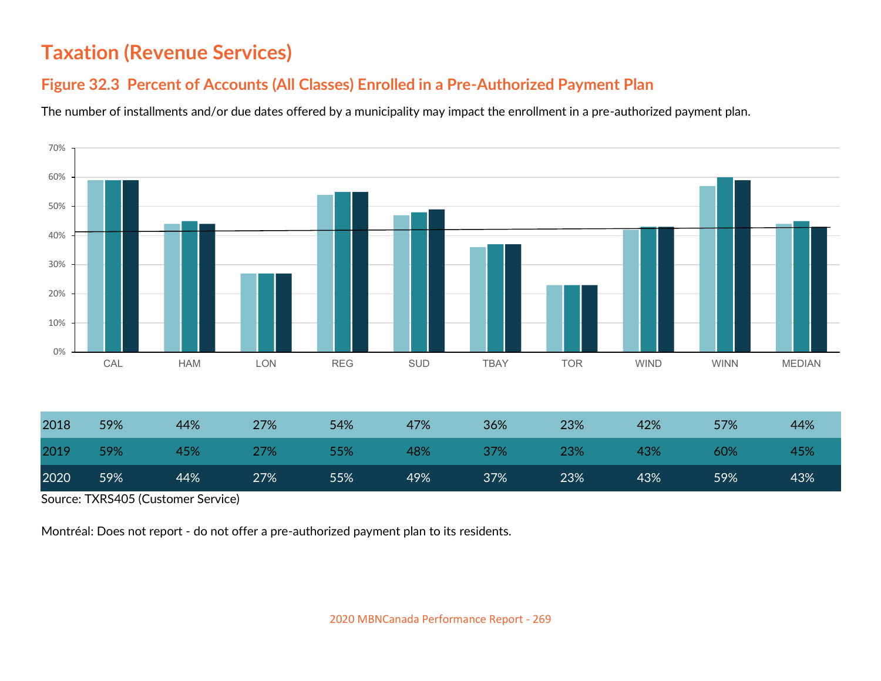# Taxation (Revenue Services)

## Figure 32.3 Percent of Accounts (All Classes) Enrolled in a Pre-Authorized Payment Plan

The number of installments and/or due dates offered by a municipality may impact the enrollment in a pre-authorized payment plan.

| | CAL | HAM | LON | REG | SUD | TBAY | TOR | WIND | WINN | MEDIAN |
|---|---|---|---|---|---|---|---|---|---|---|
| 2018 | 59% | 44% | 27% | 54% | 47% | 36% | 23% | 42% | 57% | 44% |
| 2019 | 59% | 45% | 27% | 55% | 48% | 37% | 23% | 43% | 60% | 45% |
| 2020 | 59% | 44% | 27% | 55% | 49% | 37% | 23% | 43% | 59% | 43% |

Source: TXRS405 (Customer Service)

Montréal: Does not report - do not offer a pre-authorized payment plan to its residents.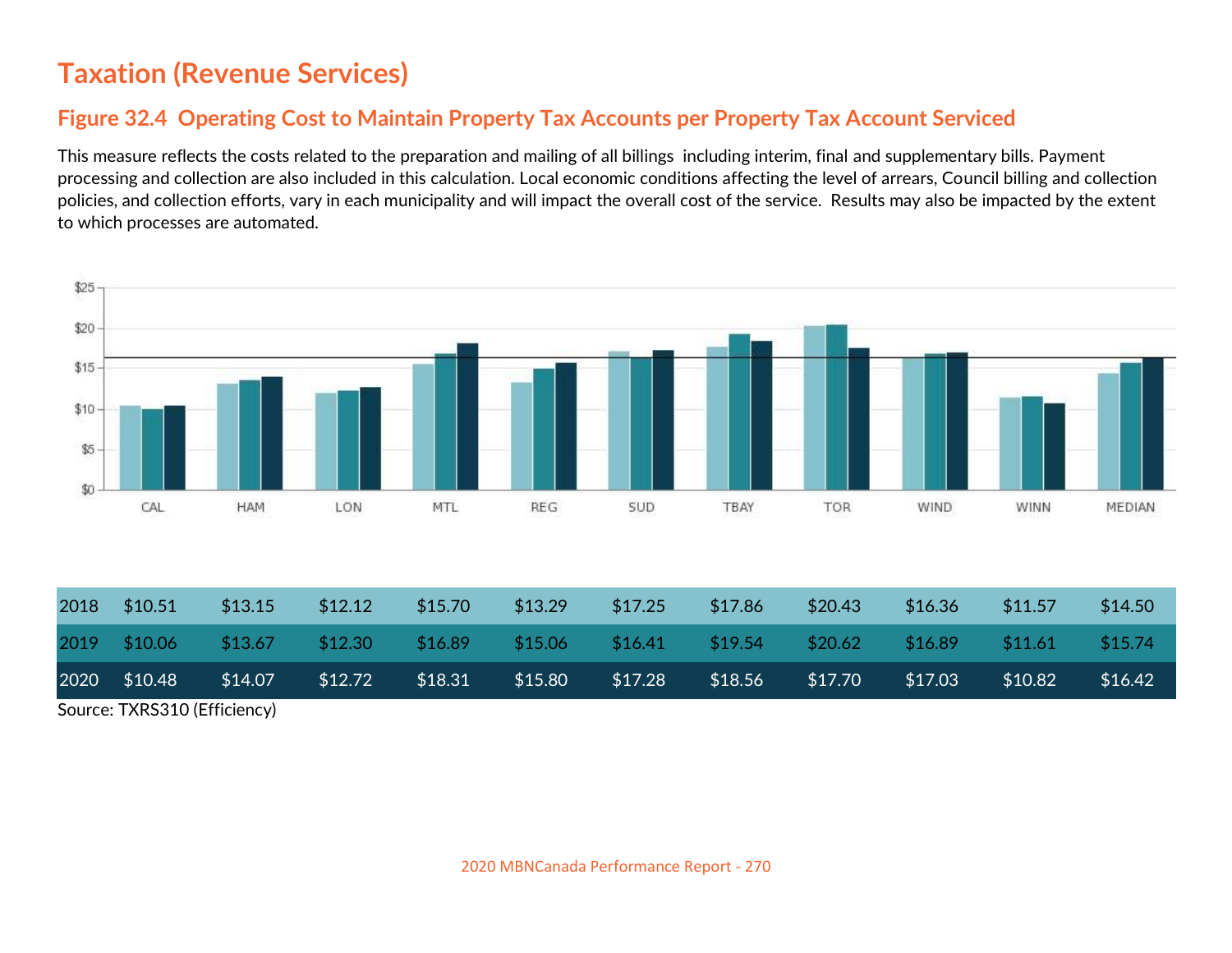# Taxation (Revenue Services)

## Figure 32.4 Operating Cost to Maintain Property Tax Accounts per Property Tax Account Serviced

This measure reflects the costs related to the preparation and mailing of all billings including interim, final and supplementary bills. Payment processing and collection are also included in this calculation. Local economic conditions affecting the level of arrears, Council billing and collection policies, and collection efforts, vary in each municipality and will impact the overall cost of the service. Results may also be impacted by the extent to which processes are automated.

$25
$20
$15
$10
$5
$0

CAL HAM LON MTL REG SUD TBAY TOR WIND WINN MEDIAN

| | CAL | HAM | LON | MTL | REG | SUD | TBAY | TOR | WIND | WINN | MEDIAN |
|---|---|---|---|---|---|---|---|---|---|---|---|
| 2018 | $10.51 | $13.15 | $12.12 | $15.70 | $13.29 | $17.25 | $17.86 | $20.43 | $16.36 | $11.57 | $14.50 |
| 2019 | $10.06 | $13.67 | $12.30 | $16.89 | $15.06 | $16.41 | $19.54 | $20.62 | $16.89 | $11.61 | $15.74 |
| 2020 | $10.48 | $14.07 | $12.72 | $18.31 | $15.80 | $17.28 | $18.56 | $17.70 | $17.03 | $10.82 | $16.42 |

Source: TXRS310 (Efficiency)